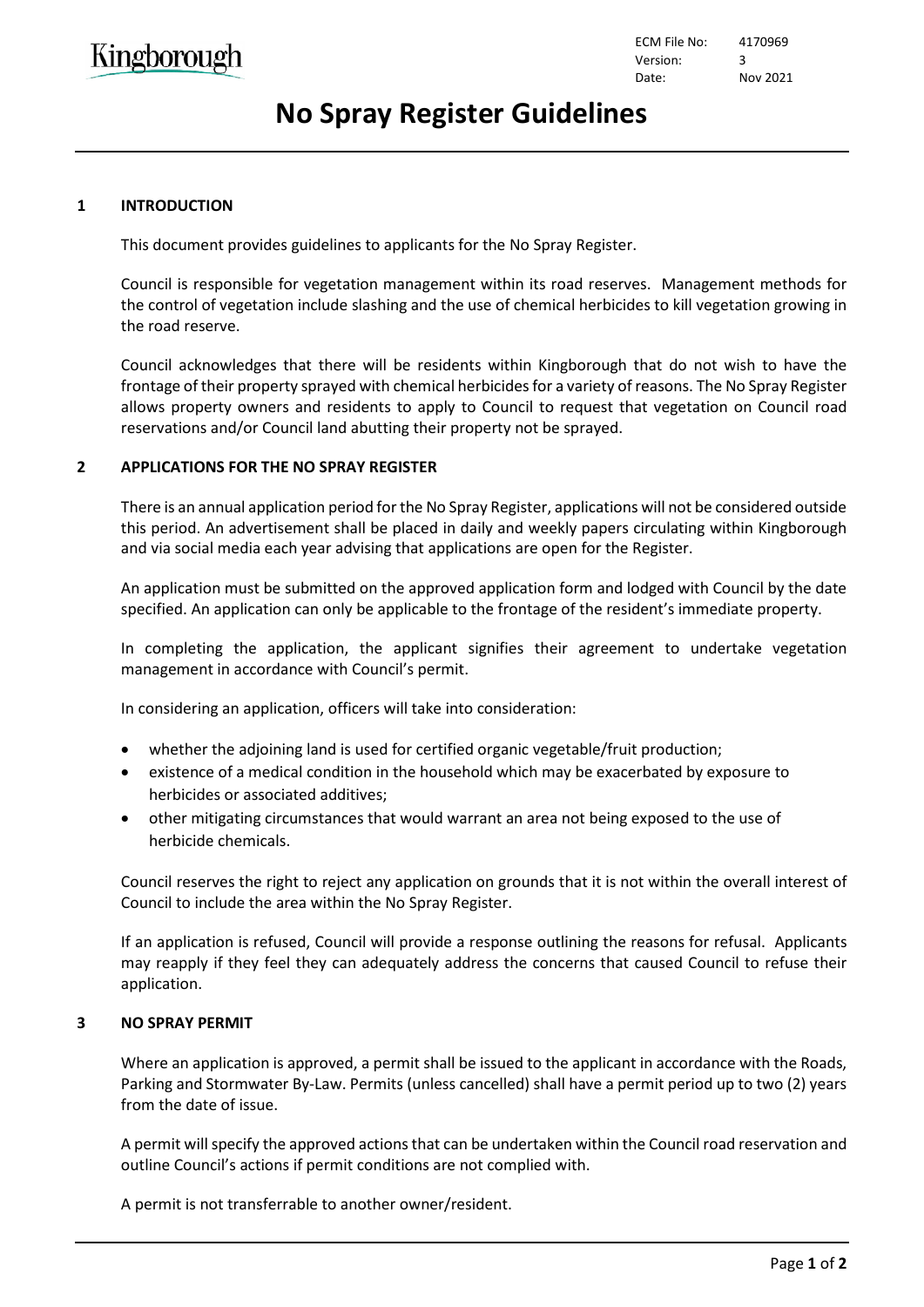Kingborough

ECM File No: 4170969
Version: 3
Date: Nov 2021

# No Spray Register Guidelines

## 1 INTRODUCTION

This document provides guidelines to applicants for the No Spray Register.

Council is responsible for vegetation management within its road reserves. Management methods for the control of vegetation include slashing and the use of chemical herbicides to kill vegetation growing in the road reserve.

Council acknowledges that there will be residents within Kingborough that do not wish to have the frontage of their property sprayed with chemical herbicides for a variety of reasons. The No Spray Register allows property owners and residents to apply to Council to request that vegetation on Council road reservations and/or Council land abutting their property not be sprayed.

## 2 APPLICATIONS FOR THE NO SPRAY REGISTER

There is an annual application period for the No Spray Register, applications will not be considered outside this period. An advertisement shall be placed in daily and weekly papers circulating within Kingborough and via social media each year advising that applications are open for the Register.

An application must be submitted on the approved application form and lodged with Council by the date specified. An application can only be applicable to the frontage of the resident's immediate property.

In completing the application, the applicant signifies their agreement to undertake vegetation management in accordance with Council's permit.

In considering an application, officers will take into consideration:

- whether the adjoining land is used for certified organic vegetable/fruit production;
- existence of a medical condition in the household which may be exacerbated by exposure to herbicides or associated additives;
- other mitigating circumstances that would warrant an area not being exposed to the use of herbicide chemicals.

Council reserves the right to reject any application on grounds that it is not within the overall interest of Council to include the area within the No Spray Register.

If an application is refused, Council will provide a response outlining the reasons for refusal. Applicants may reapply if they feel they can adequately address the concerns that caused Council to refuse their application.

## 3 NO SPRAY PERMIT

Where an application is approved, a permit shall be issued to the applicant in accordance with the Roads, Parking and Stormwater By-Law. Permits (unless cancelled) shall have a permit period up to two (2) years from the date of issue.

A permit will specify the approved actions that can be undertaken within the Council road reservation and outline Council's actions if permit conditions are not complied with.

A permit is not transferrable to another owner/resident.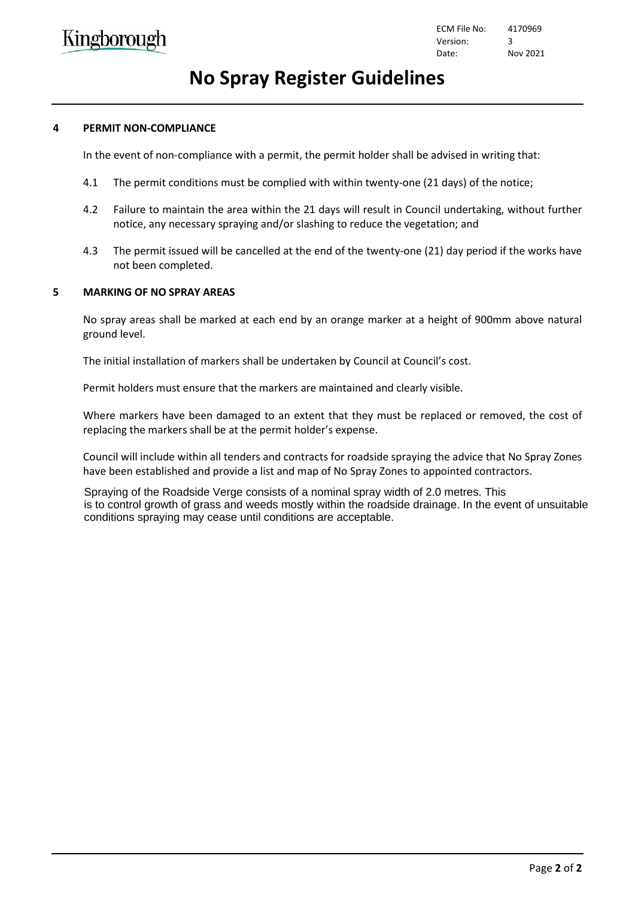### 4 PERMIT NON-COMPLIANCE

In the event of non-compliance with a permit, the permit holder shall be advised in writing that:

4.1 The permit conditions must be complied with within twenty-one (21 days) of the notice;

4.2 Failure to maintain the area within the 21 days will result in Council undertaking, without further notice, any necessary spraying and/or slashing to reduce the vegetation; and

4.3 The permit issued will be cancelled at the end of the twenty-one (21) day period if the works have not been completed.

### 5 MARKING OF NO SPRAY AREAS

No spray areas shall be marked at each end by an orange marker at a height of 900mm above natural ground level.

The initial installation of markers shall be undertaken by Council at Council's cost.

Permit holders must ensure that the markers are maintained and clearly visible.

Where markers have been damaged to an extent that they must be replaced or removed, the cost of replacing the markers shall be at the permit holder's expense.

Council will include within all tenders and contracts for roadside spraying the advice that No Spray Zones have been established and provide a list and map of No Spray Zones to appointed contractors.

Spraying of the Roadside Verge consists of a nominal spray width of 2.0 metres. This is to control growth of grass and weeds mostly within the roadside drainage. In the event of unsuitable conditions spraying may cease until conditions are acceptable.